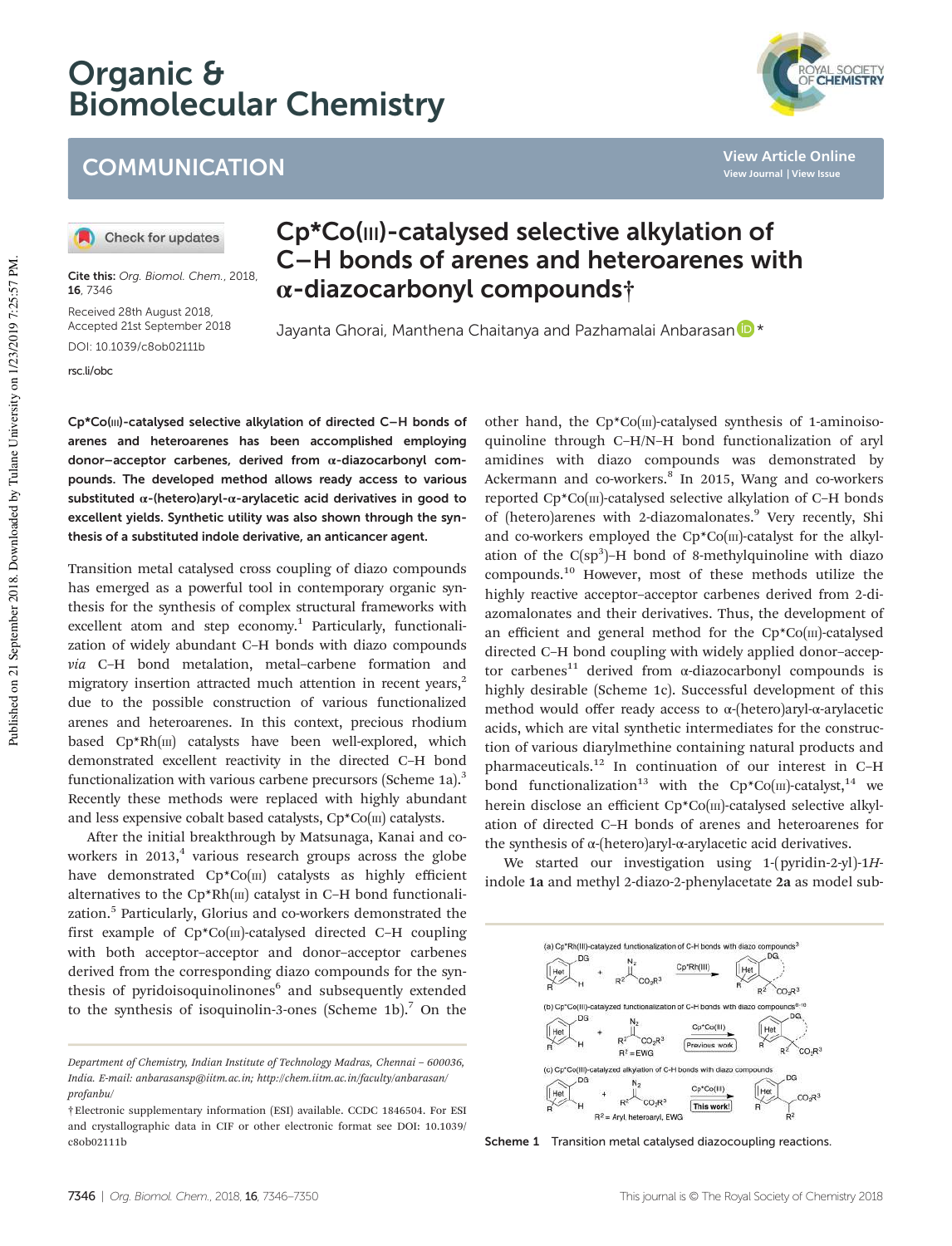# Organic & Biomolecular Chemistry

## COMMUNICATION

Cite this: *Org. Biomol. Chem.*, 2018, **16**, 7346

Received 28th August 2018, Accepted 21st September 2018

DOI: 10.1039/c8ob02111b

rsc.li/obc

# Cp*Co(III)-catalysed selective alkylation of C–H bonds of arenes and heteroarenes with α-diazocarbonyl compounds†

Jayanta Ghorai, Manthena Chaitanya and Pazhamalai Anbarasan*

**Cp*Co(III)-catalysed selective alkylation of directed C–H bonds of arenes and heteroarenes has been accomplished employing donor–acceptor carbenes, derived from α-diazocarbonyl compounds. The developed method allows ready access to various substituted α-(hetero)aryl-α-arylacetic acid derivatives in good to excellent yields. Synthetic utility was also shown through the synthesis of a substituted indole derivative, an anticancer agent.**

Transition metal catalysed cross coupling of diazo compounds has emerged as a powerful tool in contemporary organic synthesis for the synthesis of complex structural frameworks with excellent atom and step economy.[1] Particularly, functionalization of widely abundant C–H bonds with diazo compounds *via* C–H bond metalation, metal–carbene formation and migratory insertion attracted much attention in recent years,[2] due to the possible construction of various functionalized arenes and heteroarenes. In this context, precious rhodium based Cp*Rh(III) catalysts have been well-explored, which demonstrated excellent reactivity in the directed C–H bond functionalization with various carbene precursors (Scheme 1a).[3] Recently these methods were replaced with highly abundant and less expensive cobalt based catalysts, Cp*Co(III) catalysts.

After the initial breakthrough by Matsunaga, Kanai and co-workers in 2013,[4] various research groups across the globe have demonstrated Cp*Co(III) catalysts as highly efficient alternatives to the Cp*Rh(III) catalyst in C–H bond functionalization.[5] Particularly, Glorius and co-workers demonstrated the first example of Cp*Co(III)-catalysed directed C–H coupling with both acceptor–acceptor and donor–acceptor carbenes derived from the corresponding diazo compounds for the synthesis of pyridoisoquinolinones[6] and subsequently extended to the synthesis of isoquinolin-3-ones (Scheme 1b).[7] On the other hand, the Cp*Co(III)-catalysed synthesis of 1-aminoisoquinoline through C–H/N–H bond functionalization of aryl amidines with diazo compounds was demonstrated by Ackermann and co-workers.[8] In 2015, Wang and co-workers reported Cp*Co(III)-catalysed selective alkylation of C–H bonds of (hetero)arenes with 2-diazomalonates.[9] Very recently, Shi and co-workers employed the Cp*Co(III)-catalyst for the alkylation of the C($sp^3$)–H bond of 8-methylquinoline with diazo compounds.[10] However, most of these methods utilize the highly reactive acceptor–acceptor carbenes derived from 2-diazomalonates and their derivatives. Thus, the development of an efficient and general method for the Cp*Co(III)-catalysed directed C–H bond coupling with widely applied donor–acceptor carbenes[11] derived from α-diazocarbonyl compounds is highly desirable (Scheme 1c). Successful development of this method would offer ready access to α-(hetero)aryl-α-arylacetic acids, which are vital synthetic intermediates for the construction of various diarylmethine containing natural products and pharmaceuticals.[12] In continuation of our interest in C–H bond functionalization[13] with the Cp*Co(III)-catalyst,[14] we herein disclose an efficient Cp*Co(III)-catalysed selective alkylation of directed C–H bonds of arenes and heteroarenes for the synthesis of α-(hetero)aryl-α-arylacetic acid derivatives.

We started our investigation using 1-(pyridin-2-yl)-1*H*-indole **1a** and methyl 2-diazo-2-phenylacetate **2a** as model sub-

Scheme 1 Transition metal catalysed diazocoupling reactions.

Department of Chemistry, Indian Institute of Technology Madras, Chennai – 600036, India. E-mail: anbarasansp@iitm.ac.in; http://chem.iitm.ac.in/faculty/anbarasan/profanbu/

†Electronic supplementary information (ESI) available. CCDC 1846504. For ESI and crystallographic data in CIF or other electronic format see DOI: 10.1039/c8ob02111b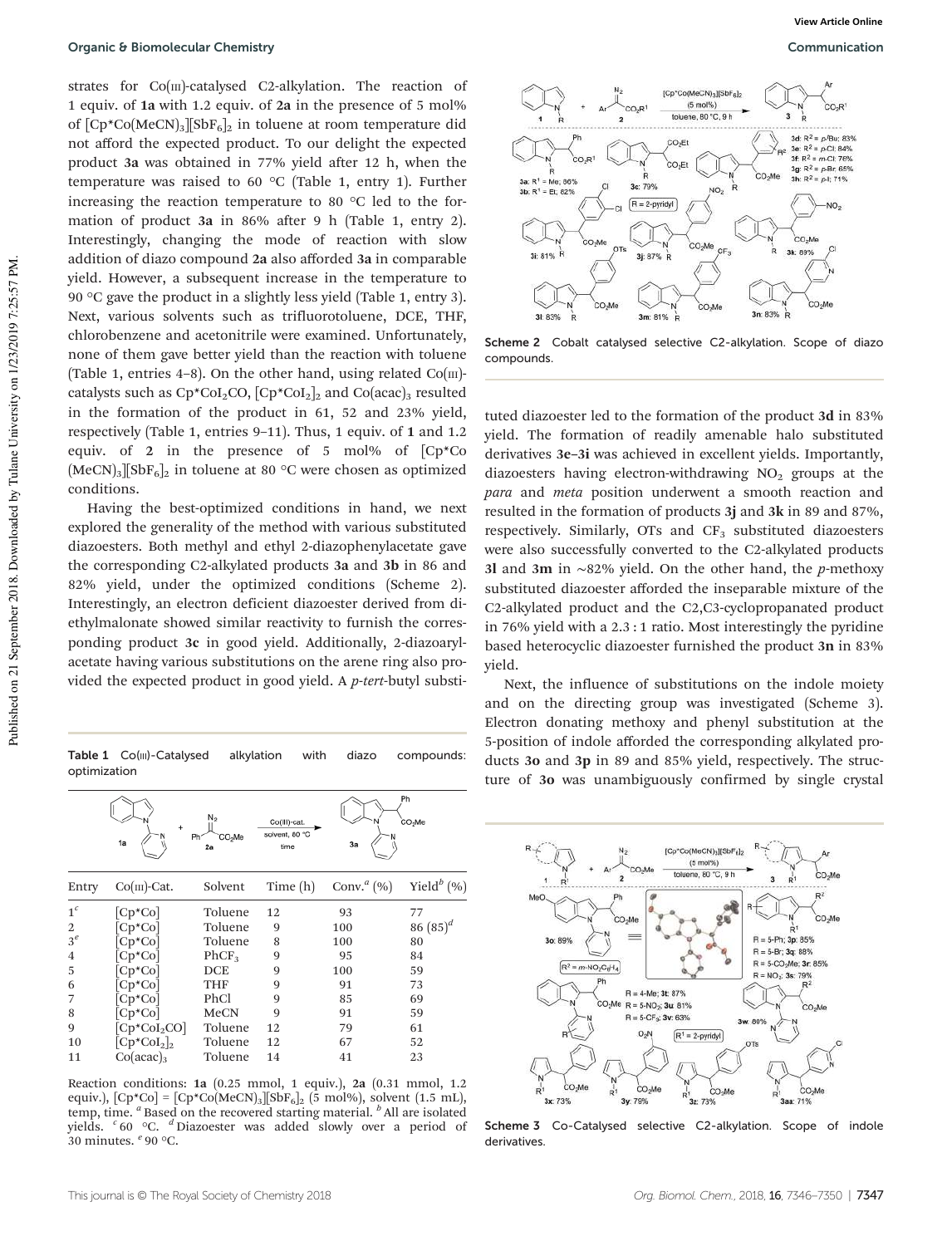strates for Co(III)-catalysed C2-alkylation. The reaction of 1 equiv. of **1a** with 1.2 equiv. of **2a** in the presence of 5 mol% of $[Cp^*Co(MeCN)_3][SbF_6]_2$ in toluene at room temperature did not afford the expected product. To our delight the expected product **3a** was obtained in 77% yield after 12 h, when the temperature was raised to 60 °C (Table 1, entry 1). Further increasing the reaction temperature to 80 °C led to the formation of product **3a** in 86% after 9 h (Table 1, entry 2). Interestingly, changing the mode of reaction with slow addition of diazo compound **2a** also afforded **3a** in comparable yield. However, a subsequent increase in the temperature to 90 °C gave the product in a slightly less yield (Table 1, entry 3). Next, various solvents such as trifluorotoluene, DCE, THF, chlorobenzene and acetonitrile were examined. Unfortunately, none of them gave better yield than the reaction with toluene (Table 1, entries 4–8). On the other hand, using related Co(III)-catalysts such as $Cp^*CoI_2CO$, $[Cp^*CoI_2]_2$ and $Co(acac)_3$ resulted in the formation of the product in 61, 52 and 23% yield, respectively (Table 1, entries 9–11). Thus, 1 equiv. of **1** and 1.2 equiv. of **2** in the presence of 5 mol% of $[Cp^*Co(MeCN)_3][SbF_6]_2$ in toluene at 80 °C were chosen as optimized conditions.

Having the best-optimized conditions in hand, we next explored the generality of the method with various substituted diazoesters. Both methyl and ethyl 2-diazophenylacetate gave the corresponding C2-alkylated products **3a** and **3b** in 86 and 82% yield, under the optimized conditions (Scheme 2). Interestingly, an electron deficient diazoester derived from diethylmalonate showed similar reactivity to furnish the corresponding product **3c** in good yield. Additionally, 2-diazoarylacetate having various substitutions on the arene ring also provided the expected product in good yield. A *p-tert*-butyl substituted diazoester led to the formation of the product **3d** in 83% yield. The formation of readily amenable halo substituted derivatives **3e**–**3i** was achieved in excellent yields. Importantly, diazoesters having electron-withdrawing $NO_2$ groups at the *para* and *meta* position underwent a smooth reaction and resulted in the formation of products **3j** and **3k** in 89 and 87%, respectively. Similarly, OTs and $CF_3$ substituted diazoesters were also successfully converted to the C2-alkylated products **3l** and **3m** in ~82% yield. On the other hand, the *p*-methoxy substituted diazoester afforded the inseparable mixture of the C2-alkylated product and the C2,C3-cyclopropanated product in 76% yield with a 2.3 : 1 ratio. Most interestingly the pyridine based heterocyclic diazoester furnished the product **3n** in 83% yield.

Next, the influence of substitutions on the indole moiety and on the directing group was investigated (Scheme 3). Electron donating methoxy and phenyl substitution at the 5-position of indole afforded the corresponding alkylated products **3o** and **3p** in 89 and 85% yield, respectively. The structure of **3o** was unambiguously confirmed by single crystal

**Table 1** Co(III)-Catalysed alkylation with diazo compounds: optimization

| Entry | Co(III)-Cat. | Solvent | Time (h) | Conv.[a] (%) | Yield[b] (%) |
|---|---|---|---|---|---|
| 1[c] | [Cp*Co] | Toluene | 12 | 93 | 77 |
| 2 | [Cp*Co] | Toluene | 9 | 100 | 86 (85)[d] |
| 3[e] | [Cp*Co] | Toluene | 8 | 100 | 80 |
| 4 | [Cp*Co] | $PhCF_3$ | 9 | 95 | 84 |
| 5 | [Cp*Co] | DCE | 9 | 100 | 59 |
| 6 | [Cp*Co] | THF | 9 | 91 | 73 |
| 7 | [Cp*Co] | PhCl | 9 | 85 | 69 |
| 8 | [Cp*Co] | MeCN | 9 | 91 | 59 |
| 9 | $[Cp^*CoI_2CO]$ | Toluene | 12 | 79 | 61 |
| 10 | $[Cp^*CoI_2]_2$ | Toluene | 12 | 67 | 52 |
| 11 | $Co(acac)_3$ | Toluene | 14 | 41 | 23 |

Reaction conditions: **1a** (0.25 mmol, 1 equiv.), **2a** (0.31 mmol, 1.2 equiv.), $[Cp^*Co] = [Cp^*Co(MeCN)_3][SbF_6]_2$ (5 mol%), solvent (1.5 mL), temp, time. [a] Based on the recovered starting material. [b] All are isolated yields. [c] 60 °C. [d] Diazoester was added slowly over a period of 30 minutes. [e] 90 °C.

**Scheme 2** Cobalt catalysed selective C2-alkylation. Scope of diazo compounds.

**Scheme 3** Co-Catalysed selective C2-alkylation. Scope of indole derivatives.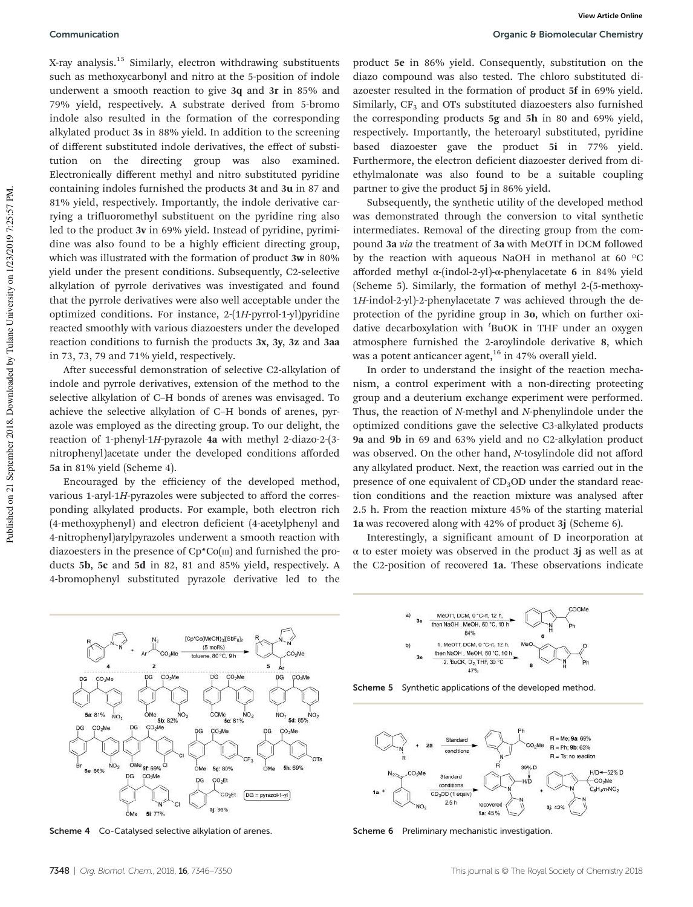X-ray analysis.[15] Similarly, electron withdrawing substituents such as methoxycarbonyl and nitro at the 5-position of indole underwent a smooth reaction to give **3q** and **3r** in 85% and 79% yield, respectively. A substrate derived from 5-bromo indole also resulted in the formation of the corresponding alkylated product **3s** in 88% yield. In addition to the screening of different substituted indole derivatives, the effect of substitution on the directing group was also examined. Electronically different methyl and nitro substituted pyridine containing indoles furnished the products **3t** and **3u** in 87 and 81% yield, respectively. Importantly, the indole derivative carrying a trifluoromethyl substituent on the pyridine ring also led to the product **3v** in 69% yield. Instead of pyridine, pyrimidine was also found to be a highly efficient directing group, which was illustrated with the formation of product **3w** in 80% yield under the present conditions. Subsequently, C2-selective alkylation of pyrrole derivatives was investigated and found that the pyrrole derivatives were also well acceptable under the optimized conditions. For instance, 2-(1*H*-pyrrol-1-yl)pyridine reacted smoothly with various diazoesters under the developed reaction conditions to furnish the products **3x**, **3y**, **3z** and **3aa** in 73, 73, 79 and 71% yield, respectively.

After successful demonstration of selective C2-alkylation of indole and pyrrole derivatives, extension of the method to the selective alkylation of C–H bonds of arenes was envisaged. To achieve the selective alkylation of C–H bonds of arenes, pyrazole was employed as the directing group. To our delight, the reaction of 1-phenyl-1*H*-pyrazole **4a** with methyl 2-diazo-2-(3-nitrophenyl)acetate under the developed conditions afforded **5a** in 81% yield (Scheme 4).

Encouraged by the efficiency of the developed method, various 1-aryl-1*H*-pyrazoles were subjected to afford the corresponding alkylated products. For example, both electron rich (4-methoxyphenyl) and electron deficient (4-acetylphenyl and 4-nitrophenyl)arylpyrazoles underwent a smooth reaction with diazoesters in the presence of Cp*Co(III) and furnished the products **5b**, **5c** and **5d** in 82, 81 and 85% yield, respectively. A 4-bromophenyl substituted pyrazole derivative led to the product **5e** in 86% yield. Consequently, substitution on the diazo compound was also tested. The chloro substituted diazoester resulted in the formation of product **5f** in 69% yield. Similarly, $CF_3$ and OTs substituted diazoesters also furnished the corresponding products **5g** and **5h** in 80 and 69% yield, respectively. Importantly, the heteroaryl substituted, pyridine based diazoester gave the product **5i** in 77% yield. Furthermore, the electron deficient diazoester derived from diethylmalonate was also found to be a suitable coupling partner to give the product **5j** in 86% yield.

Subsequently, the synthetic utility of the developed method was demonstrated through the conversion to vital synthetic intermediates. Removal of the directing group from the compound **3a** *via* the treatment of **3a** with MeOTf in DCM followed by the reaction with aqueous NaOH in methanol at 60 °C afforded methyl α-(indol-2-yl)-α-phenylacetate **6** in 84% yield (Scheme 5). Similarly, the formation of methyl 2-(5-methoxy-1*H*-indol-2-yl)-2-phenylacetate **7** was achieved through the deprotection of the pyridine group in **3o**, which on further oxidative decarboxylation with $^t$BuOK in THF under an oxygen atmosphere furnished the 2-aroylindole derivative **8**, which was a potent anticancer agent,[16] in 47% overall yield.

In order to understand the insight of the reaction mechanism, a control experiment with a non-directing protecting group and a deuterium exchange experiment were performed. Thus, the reaction of *N*-methyl and *N*-phenylindole under the optimized conditions gave the selective C3-alkylated products **9a** and **9b** in 69 and 63% yield and no C2-alkylation product was observed. On the other hand, *N*-tosylindole did not afford any alkylated product. Next, the reaction was carried out in the presence of one equivalent of $CD_3OD$ under the standard reaction conditions and the reaction mixture was analysed after 2.5 h. From the reaction mixture 45% of the starting material **1a** was recovered along with 42% of product **3j** (Scheme 6).

Interestingly, a significant amount of D incorporation at α to ester moiety was observed in the product **3j** as well as at the C2-position of recovered **1a**. These observations indicate

Scheme 4 Co-Catalysed selective alkylation of arenes.

Scheme 5 Synthetic applications of the developed method.

Scheme 6 Preliminary mechanistic investigation.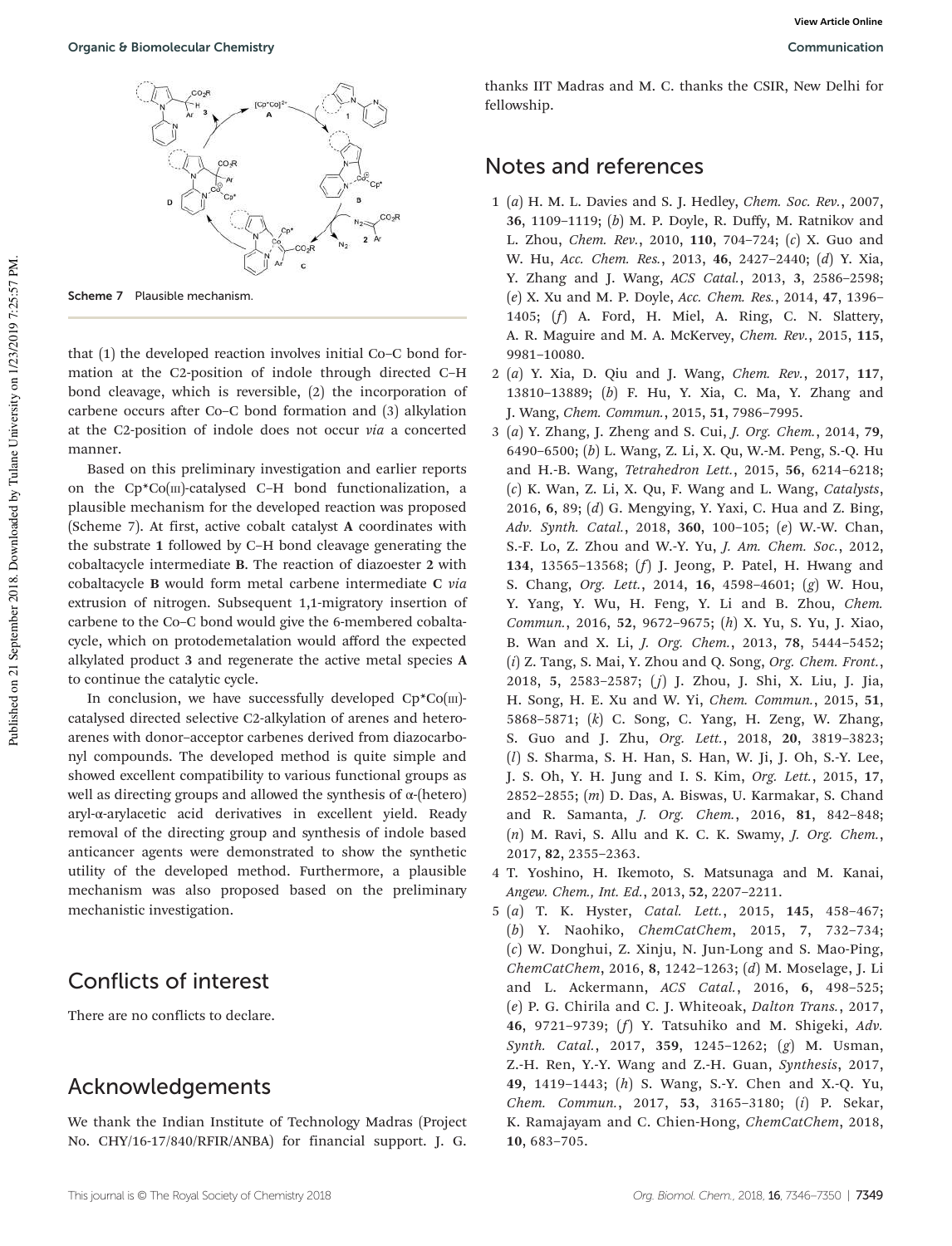Scheme 7 Plausible mechanism.

that (1) the developed reaction involves initial Co–C bond formation at the C2-position of indole through directed C–H bond cleavage, which is reversible, (2) the incorporation of carbene occurs after Co–C bond formation and (3) alkylation at the C2-position of indole does not occur *via* a concerted manner.

Based on this preliminary investigation and earlier reports on the Cp*Co(III)-catalysed C–H bond functionalization, a plausible mechanism for the developed reaction was proposed (Scheme 7). At first, active cobalt catalyst **A** coordinates with the substrate **1** followed by C–H bond cleavage generating the cobaltacycle intermediate **B**. The reaction of diazoester **2** with cobaltacycle **B** would form metal carbene intermediate **C** *via* extrusion of nitrogen. Subsequent 1,1-migratory insertion of carbene to the Co–C bond would give the 6-membered cobaltacycle, which on protodemetalation would afford the expected alkylated product **3** and regenerate the active metal species **A** to continue the catalytic cycle.

In conclusion, we have successfully developed Cp*Co(III)-catalysed directed selective C2-alkylation of arenes and heteroarenes with donor–acceptor carbenes derived from diazocarbonyl compounds. The developed method is quite simple and showed excellent compatibility to various functional groups as well as directing groups and allowed the synthesis of α-(hetero) aryl-α-arylacetic acid derivatives in excellent yield. Ready removal of the directing group and synthesis of indole based anticancer agents were demonstrated to show the synthetic utility of the developed method. Furthermore, a plausible mechanism was also proposed based on the preliminary mechanistic investigation.

## Conflicts of interest

There are no conflicts to declare.

## Acknowledgements

We thank the Indian Institute of Technology Madras (Project No. CHY/16-17/840/RFIR/ANBA) for financial support. J. G. thanks IIT Madras and M. C. thanks the CSIR, New Delhi for fellowship.

## Notes and references

1 (*a*) H. M. L. Davies and S. J. Hedley, *Chem. Soc. Rev.*, 2007, **36**, 1109–1119; (*b*) M. P. Doyle, R. Duffy, M. Ratnikov and L. Zhou, *Chem. Rev.*, 2010, **110**, 704–724; (*c*) X. Guo and W. Hu, *Acc. Chem. Res.*, 2013, **46**, 2427–2440; (*d*) Y. Xia, Y. Zhang and J. Wang, *ACS Catal.*, 2013, **3**, 2586–2598; (*e*) X. Xu and M. P. Doyle, *Acc. Chem. Res.*, 2014, **47**, 1396–1405; (*f*) A. Ford, H. Miel, A. Ring, C. N. Slattery, A. R. Maguire and M. A. McKervey, *Chem. Rev.*, 2015, **115**, 9981–10080.

2 (*a*) Y. Xia, D. Qiu and J. Wang, *Chem. Rev.*, 2017, **117**, 13810–13889; (*b*) F. Hu, Y. Xia, C. Ma, Y. Zhang and J. Wang, *Chem. Commun.*, 2015, **51**, 7986–7995.

3 (*a*) Y. Zhang, J. Zheng and S. Cui, *J. Org. Chem.*, 2014, **79**, 6490–6500; (*b*) L. Wang, Z. Li, X. Qu, W.-M. Peng, S.-Q. Hu and H.-B. Wang, *Tetrahedron Lett.*, 2015, **56**, 6214–6218; (*c*) K. Wan, Z. Li, X. Qu, F. Wang and L. Wang, *Catalysts*, 2016, **6**, 89; (*d*) G. Mengying, Y. Yaxi, C. Hua and Z. Bing, *Adv. Synth. Catal.*, 2018, **360**, 100–105; (*e*) W.-W. Chan, S.-F. Lo, Z. Zhou and W.-Y. Yu, *J. Am. Chem. Soc.*, 2012, **134**, 13565–13568; (*f*) J. Jeong, P. Patel, H. Hwang and S. Chang, *Org. Lett.*, 2014, **16**, 4598–4601; (*g*) W. Hou, Y. Yang, Y. Wu, H. Feng, Y. Li and B. Zhou, *Chem. Commun.*, 2016, **52**, 9672–9675; (*h*) X. Yu, S. Yu, J. Xiao, B. Wan and X. Li, *J. Org. Chem.*, 2013, **78**, 5444–5452; (*i*) Z. Tang, S. Mai, Y. Zhou and Q. Song, *Org. Chem. Front.*, 2018, **5**, 2583–2587; (*j*) J. Zhou, J. Shi, X. Liu, J. Jia, H. Song, H. E. Xu and W. Yi, *Chem. Commun.*, 2015, **51**, 5868–5871; (*k*) C. Song, C. Yang, H. Zeng, W. Zhang, S. Guo and J. Zhu, *Org. Lett.*, 2018, **20**, 3819–3823; (*l*) S. Sharma, S. H. Han, S. Han, W. Ji, J. Oh, S.-Y. Lee, J. S. Oh, Y. H. Jung and I. S. Kim, *Org. Lett.*, 2015, **17**, 2852–2855; (*m*) D. Das, A. Biswas, U. Karmakar, S. Chand and R. Samanta, *J. Org. Chem.*, 2016, **81**, 842–848; (*n*) M. Ravi, S. Allu and K. C. K. Swamy, *J. Org. Chem.*, 2017, **82**, 2355–2363.

4 T. Yoshino, H. Ikemoto, S. Matsunaga and M. Kanai, *Angew. Chem., Int. Ed.*, 2013, **52**, 2207–2211.

5 (*a*) T. K. Hyster, *Catal. Lett.*, 2015, **145**, 458–467; (*b*) Y. Naohiko, *ChemCatChem*, 2015, **7**, 732–734; (*c*) W. Donghui, Z. Xinju, N. Jun-Long and S. Mao-Ping, *ChemCatChem*, 2016, **8**, 1242–1263; (*d*) M. Moselage, J. Li and L. Ackermann, *ACS Catal.*, 2016, **6**, 498–525; (*e*) P. G. Chirila and C. J. Whiteoak, *Dalton Trans.*, 2017, **46**, 9721–9739; (*f*) Y. Tatsuhiko and M. Shigeki, *Adv. Synth. Catal.*, 2017, **359**, 1245–1262; (*g*) M. Usman, Z.-H. Ren, Y.-Y. Wang and Z.-H. Guan, *Synthesis*, 2017, **49**, 1419–1443; (*h*) S. Wang, S.-Y. Chen and X.-Q. Yu, *Chem. Commun.*, 2017, **53**, 3165–3180; (*i*) P. Sekar, K. Ramajayam and C. Chien-Hong, *ChemCatChem*, 2018, **10**, 683–705.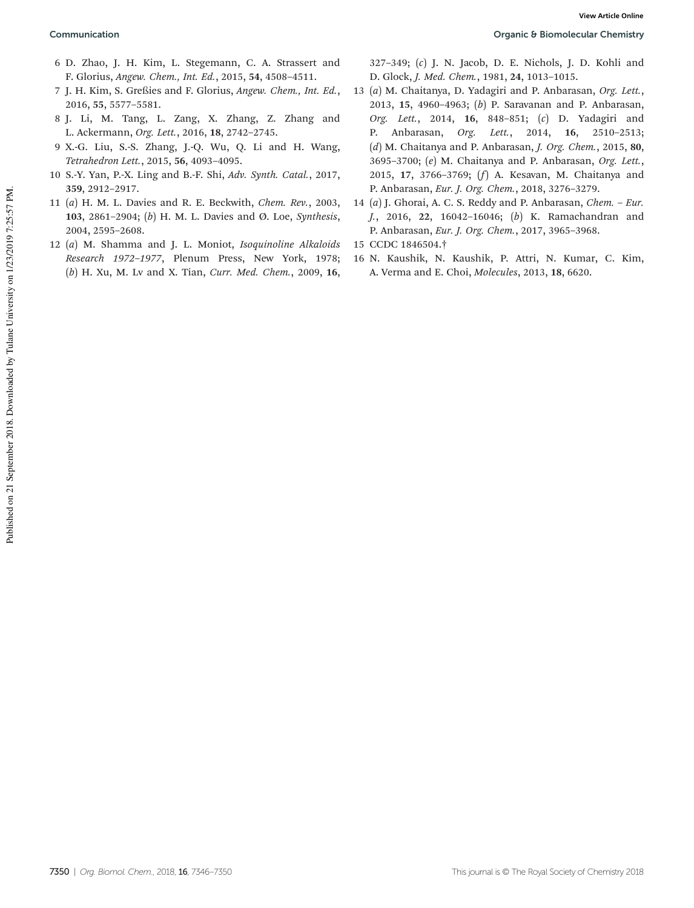6 D. Zhao, J. H. Kim, L. Stegemann, C. A. Strassert and F. Glorius, *Angew. Chem., Int. Ed.*, 2015, **54**, 4508–4511.

7 J. H. Kim, S. Greßies and F. Glorius, *Angew. Chem., Int. Ed.*, 2016, **55**, 5577–5581.

8 J. Li, M. Tang, L. Zang, X. Zhang, Z. Zhang and L. Ackermann, *Org. Lett.*, 2016, **18**, 2742–2745.

9 X.-G. Liu, S.-S. Zhang, J.-Q. Wu, Q. Li and H. Wang, *Tetrahedron Lett.*, 2015, **56**, 4093–4095.

10 S.-Y. Yan, P.-X. Ling and B.-F. Shi, *Adv. Synth. Catal.*, 2017, **359**, 2912–2917.

11 (*a*) H. M. L. Davies and R. E. Beckwith, *Chem. Rev.*, 2003, **103**, 2861–2904; (*b*) H. M. L. Davies and Ø. Loe, *Synthesis*, 2004, 2595–2608.

12 (*a*) M. Shamma and J. L. Moniot, *Isoquinoline Alkaloids Research 1972–1977*, Plenum Press, New York, 1978; (*b*) H. Xu, M. Lv and X. Tian, *Curr. Med. Chem.*, 2009, **16**, 327–349; (*c*) J. N. Jacob, D. E. Nichols, J. D. Kohli and D. Glock, *J. Med. Chem.*, 1981, **24**, 1013–1015.

13 (*a*) M. Chaitanya, D. Yadagiri and P. Anbarasan, *Org. Lett.*, 2013, **15**, 4960–4963; (*b*) P. Saravanan and P. Anbarasan, *Org. Lett.*, 2014, **16**, 848–851; (*c*) D. Yadagiri and P. Anbarasan, *Org. Lett.*, 2014, **16**, 2510–2513; (*d*) M. Chaitanya and P. Anbarasan, *J. Org. Chem.*, 2015, **80**, 3695–3700; (*e*) M. Chaitanya and P. Anbarasan, *Org. Lett.*, 2015, **17**, 3766–3769; (*f*) A. Kesavan, M. Chaitanya and P. Anbarasan, *Eur. J. Org. Chem.*, 2018, 3276–3279.

14 (*a*) J. Ghorai, A. C. S. Reddy and P. Anbarasan, *Chem. – Eur. J.*, 2016, **22**, 16042–16046; (*b*) K. Ramachandran and P. Anbarasan, *Eur. J. Org. Chem.*, 2017, 3965–3968.

15 CCDC 1846504.†

16 N. Kaushik, N. Kaushik, P. Attri, N. Kumar, C. Kim, A. Verma and E. Choi, *Molecules*, 2013, **18**, 6620.